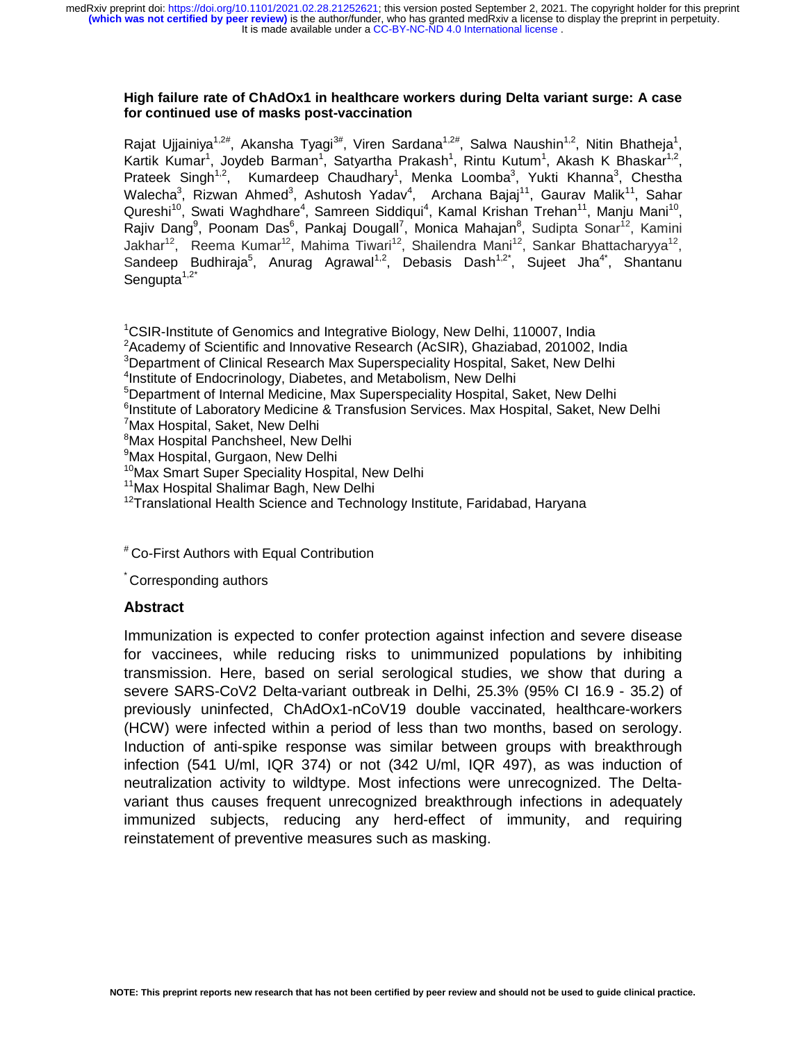# High failure rate of ChAdOx1 in healthcare workers during Delta variant surge: A case for continued use of masks post-vaccination

Rajat Ujjainiya[1,2#], Akansha Tyagi[3#], Viren Sardana[1,2#], Salwa Naushin[1,2], Nitin Bhatheja[1], Kartik Kumar[1], Joydeb Barman[1], Satyartha Prakash[1], Rintu Kutum[1], Akash K Bhaskar[1,2], Prateek Singh[1,2], Kumardeep Chaudhary[1], Menka Loomba[3], Yukti Khanna[3], Chestha Walecha[3], Rizwan Ahmed[3], Ashutosh Yadav[4], Archana Bajaj[11], Gaurav Malik[11], Sahar Qureshi[10], Swati Waghdhare[4], Samreen Siddiqui[4], Kamal Krishan Trehan[11], Manju Mani[10], Rajiv Dang[9], Poonam Das[6], Pankaj Dougall[7], Monica Mahajan[8], Sudipta Sonar[12], Kamini Jakhar[12], Reema Kumar[12], Mahima Tiwari[12], Shailendra Mani[12], Sankar Bhattacharyya[12], Sandeep Budhiraja[5], Anurag Agrawal[1,2], Debasis Dash[1,2*], Sujeet Jha[4*], Shantanu Sengupta[1,2*]

[1]CSIR-Institute of Genomics and Integrative Biology, New Delhi, 110007, India
[2]Academy of Scientific and Innovative Research (AcSIR), Ghaziabad, 201002, India
[3]Department of Clinical Research Max Superspeciality Hospital, Saket, New Delhi
[4]Institute of Endocrinology, Diabetes, and Metabolism, New Delhi
[5]Department of Internal Medicine, Max Superspeciality Hospital, Saket, New Delhi
[6]Institute of Laboratory Medicine & Transfusion Services. Max Hospital, Saket, New Delhi
[7]Max Hospital, Saket, New Delhi
[8]Max Hospital Panchsheel, New Delhi
[9]Max Hospital, Gurgaon, New Delhi
[10]Max Smart Super Speciality Hospital, New Delhi
[11]Max Hospital Shalimar Bagh, New Delhi
[12]Translational Health Science and Technology Institute, Faridabad, Haryana

[#] Co-First Authors with Equal Contribution

[*] Corresponding authors

## Abstract

Immunization is expected to confer protection against infection and severe disease for vaccinees, while reducing risks to unimmunized populations by inhibiting transmission. Here, based on serial serological studies, we show that during a severe SARS-CoV2 Delta-variant outbreak in Delhi, 25.3% (95% CI 16.9 - 35.2) of previously uninfected, ChAdOx1-nCoV19 double vaccinated, healthcare-workers (HCW) were infected within a period of less than two months, based on serology. Induction of anti-spike response was similar between groups with breakthrough infection (541 U/ml, IQR 374) or not (342 U/ml, IQR 497), as was induction of neutralization activity to wildtype. Most infections were unrecognized. The Delta-variant thus causes frequent unrecognized breakthrough infections in adequately immunized subjects, reducing any herd-effect of immunity, and requiring reinstatement of preventive measures such as masking.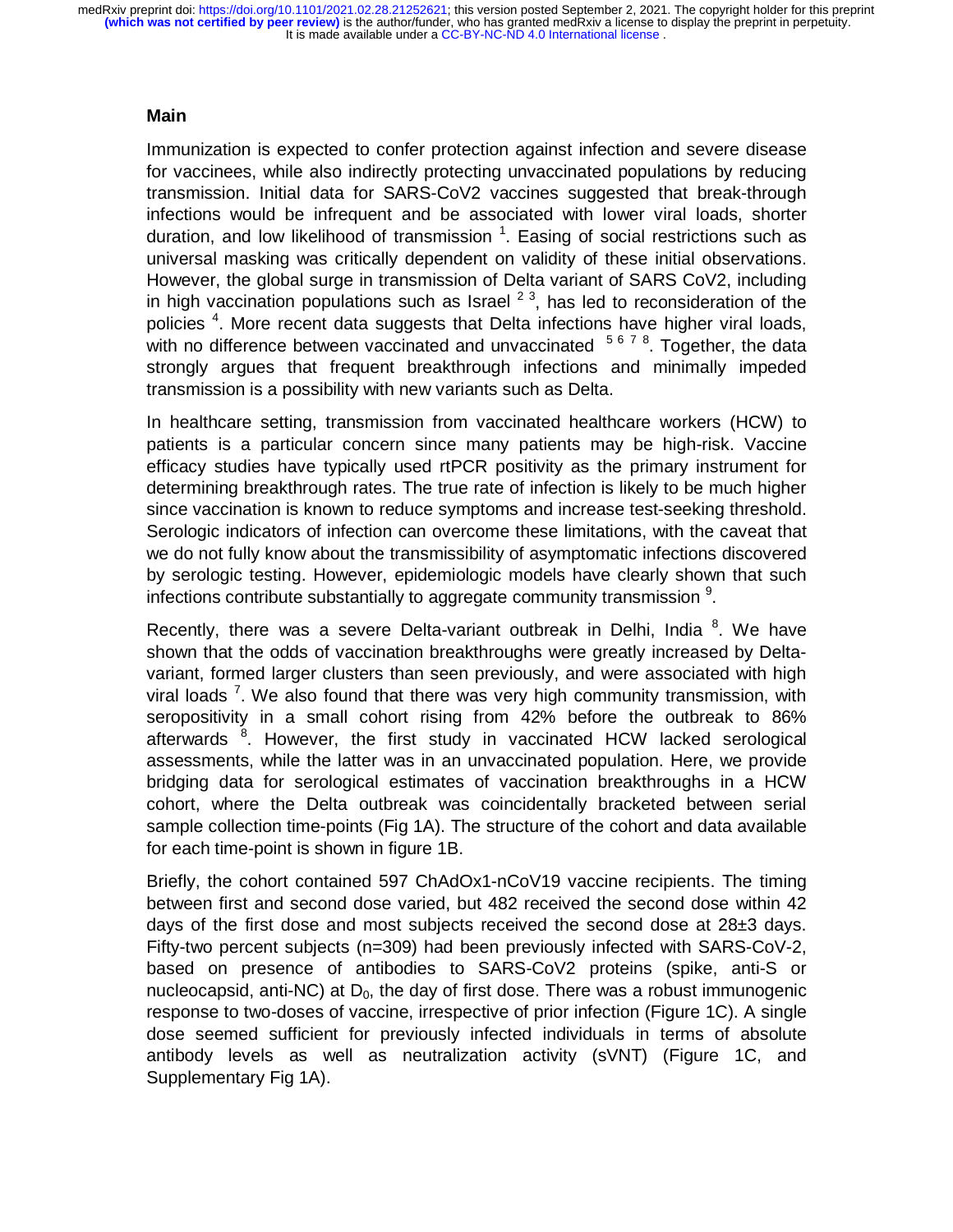## Main

Immunization is expected to confer protection against infection and severe disease for vaccinees, while also indirectly protecting unvaccinated populations by reducing transmission. Initial data for SARS-CoV2 vaccines suggested that break-through infections would be infrequent and be associated with lower viral loads, shorter duration, and low likelihood of transmission [1]. Easing of social restrictions such as universal masking was critically dependent on validity of these initial observations. However, the global surge in transmission of Delta variant of SARS CoV2, including in high vaccination populations such as Israel [2 3], has led to reconsideration of the policies [4]. More recent data suggests that Delta infections have higher viral loads, with no difference between vaccinated and unvaccinated [5 6 7 8]. Together, the data strongly argues that frequent breakthrough infections and minimally impeded transmission is a possibility with new variants such as Delta.

In healthcare setting, transmission from vaccinated healthcare workers (HCW) to patients is a particular concern since many patients may be high-risk. Vaccine efficacy studies have typically used rtPCR positivity as the primary instrument for determining breakthrough rates. The true rate of infection is likely to be much higher since vaccination is known to reduce symptoms and increase test-seeking threshold. Serologic indicators of infection can overcome these limitations, with the caveat that we do not fully know about the transmissibility of asymptomatic infections discovered by serologic testing. However, epidemiologic models have clearly shown that such infections contribute substantially to aggregate community transmission [9].

Recently, there was a severe Delta-variant outbreak in Delhi, India [8]. We have shown that the odds of vaccination breakthroughs were greatly increased by Delta-variant, formed larger clusters than seen previously, and were associated with high viral loads [7]. We also found that there was very high community transmission, with seropositivity in a small cohort rising from 42% before the outbreak to 86% afterwards [8]. However, the first study in vaccinated HCW lacked serological assessments, while the latter was in an unvaccinated population. Here, we provide bridging data for serological estimates of vaccination breakthroughs in a HCW cohort, where the Delta outbreak was coincidentally bracketed between serial sample collection time-points (Fig 1A). The structure of the cohort and data available for each time-point is shown in figure 1B.

Briefly, the cohort contained 597 ChAdOx1-nCoV19 vaccine recipients. The timing between first and second dose varied, but 482 received the second dose within 42 days of the first dose and most subjects received the second dose at 28±3 days. Fifty-two percent subjects (n=309) had been previously infected with SARS-CoV-2, based on presence of antibodies to SARS-CoV2 proteins (spike, anti-S or nucleocapsid, anti-NC) at $D_0$, the day of first dose. There was a robust immunogenic response to two-doses of vaccine, irrespective of prior infection (Figure 1C). A single dose seemed sufficient for previously infected individuals in terms of absolute antibody levels as well as neutralization activity (sVNT) (Figure 1C, and Supplementary Fig 1A).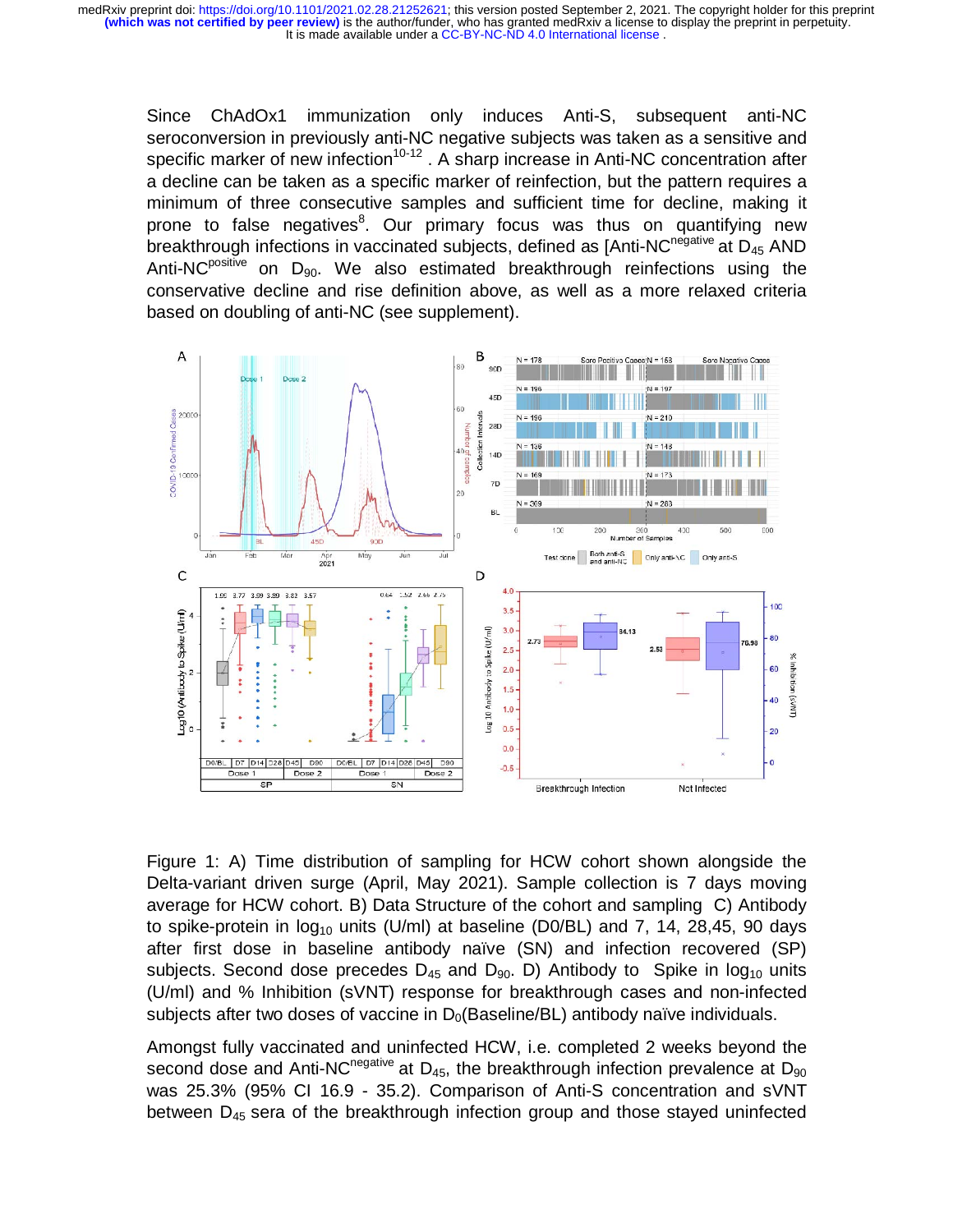Since ChAdOx1 immunization only induces Anti-S, subsequent anti-NC seroconversion in previously anti-NC negative subjects was taken as a sensitive and specific marker of new infection[10-12] . A sharp increase in Anti-NC concentration after a decline can be taken as a specific marker of reinfection, but the pattern requires a minimum of three consecutive samples and sufficient time for decline, making it prone to false negatives[8]. Our primary focus was thus on quantifying new breakthrough infections in vaccinated subjects, defined as [Anti-NC$^{negative}$ at $D_{45}$ AND Anti-NC$^{positive}$ on $D_{90}$. We also estimated breakthrough reinfections using the conservative decline and rise definition above, as well as a more relaxed criteria based on doubling of anti-NC (see supplement).

Figure 1: A) Time distribution of sampling for HCW cohort shown alongside the Delta-variant driven surge (April, May 2021). Sample collection is 7 days moving average for HCW cohort. B) Data Structure of the cohort and sampling C) Antibody to spike-protein in $\log_{10}$ units (U/ml) at baseline (D0/BL) and 7, 14, 28,45, 90 days after first dose in baseline antibody naïve (SN) and infection recovered (SP) subjects. Second dose precedes $D_{45}$ and $D_{90}$. D) Antibody to Spike in $\log_{10}$ units (U/ml) and % Inhibition (sVNT) response for breakthrough cases and non-infected subjects after two doses of vaccine in $D_0$(Baseline/BL) antibody naïve individuals.

Amongst fully vaccinated and uninfected HCW, i.e. completed 2 weeks beyond the second dose and Anti-NC$^{negative}$ at $D_{45}$, the breakthrough infection prevalence at $D_{90}$ was 25.3% (95% CI 16.9 - 35.2). Comparison of Anti-S concentration and sVNT between $D_{45}$ sera of the breakthrough infection group and those stayed uninfected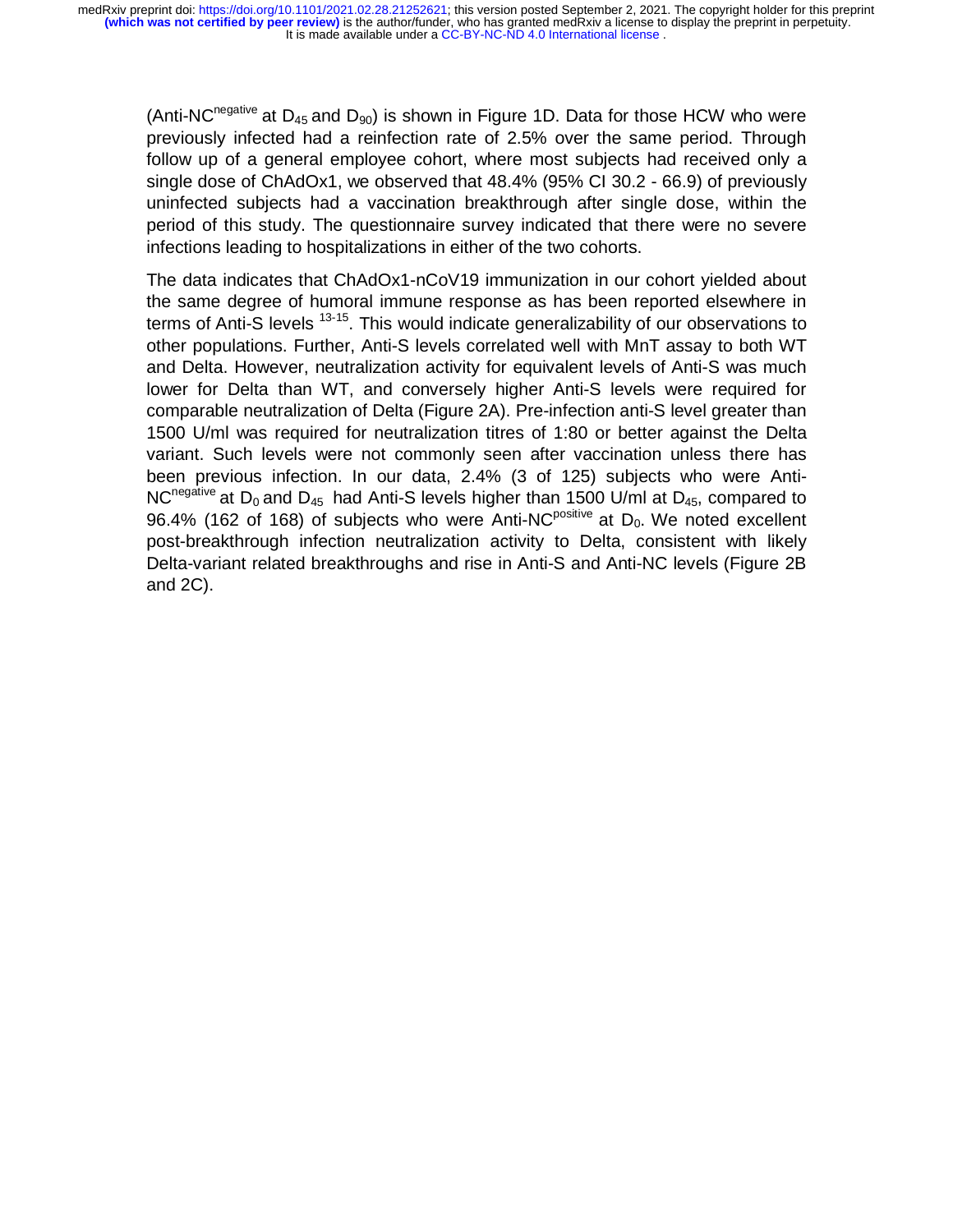(Anti-NC$^{negative}$ at $D_{45}$ and $D_{90}$) is shown in Figure 1D. Data for those HCW who were previously infected had a reinfection rate of 2.5% over the same period. Through follow up of a general employee cohort, where most subjects had received only a single dose of ChAdOx1, we observed that 48.4% (95% CI 30.2 - 66.9) of previously uninfected subjects had a vaccination breakthrough after single dose, within the period of this study. The questionnaire survey indicated that there were no severe infections leading to hospitalizations in either of the two cohorts.

The data indicates that ChAdOx1-nCoV19 immunization in our cohort yielded about the same degree of humoral immune response as has been reported elsewhere in terms of Anti-S levels [13-15]. This would indicate generalizability of our observations to other populations. Further, Anti-S levels correlated well with MnT assay to both WT and Delta. However, neutralization activity for equivalent levels of Anti-S was much lower for Delta than WT, and conversely higher Anti-S levels were required for comparable neutralization of Delta (Figure 2A). Pre-infection anti-S level greater than 1500 U/ml was required for neutralization titres of 1:80 or better against the Delta variant. Such levels were not commonly seen after vaccination unless there has been previous infection. In our data, 2.4% (3 of 125) subjects who were Anti-NC$^{negative}$ at $D_0$ and $D_{45}$ had Anti-S levels higher than 1500 U/ml at $D_{45}$, compared to 96.4% (162 of 168) of subjects who were Anti-NC$^{positive}$ at $D_0$. We noted excellent post-breakthrough infection neutralization activity to Delta, consistent with likely Delta-variant related breakthroughs and rise in Anti-S and Anti-NC levels (Figure 2B and 2C).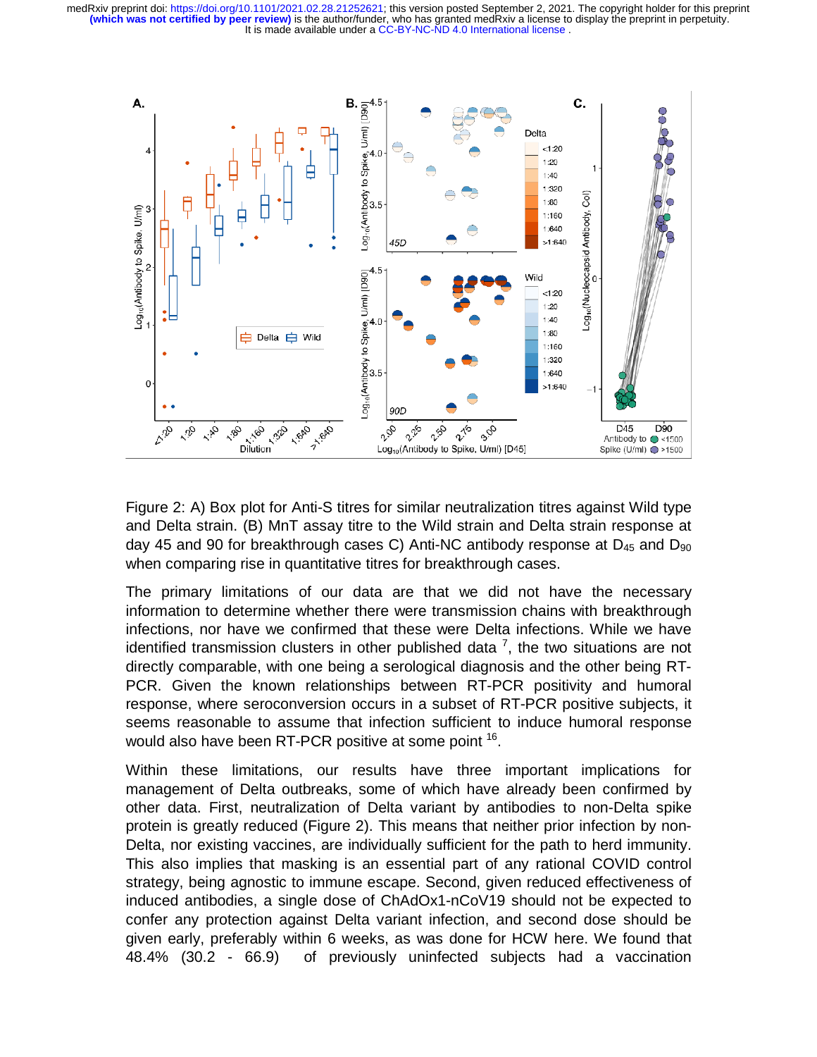Figure 2: A) Box plot for Anti-S titres for similar neutralization titres against Wild type and Delta strain. (B) MnT assay titre to the Wild strain and Delta strain response at day 45 and 90 for breakthrough cases C) Anti-NC antibody response at $D_{45}$ and $D_{90}$ when comparing rise in quantitative titres for breakthrough cases.

The primary limitations of our data are that we did not have the necessary information to determine whether there were transmission chains with breakthrough infections, nor have we confirmed that these were Delta infections. While we have identified transmission clusters in other published data [7], the two situations are not directly comparable, with one being a serological diagnosis and the other being RT-PCR. Given the known relationships between RT-PCR positivity and humoral response, where seroconversion occurs in a subset of RT-PCR positive subjects, it seems reasonable to assume that infection sufficient to induce humoral response would also have been RT-PCR positive at some point [16].

Within these limitations, our results have three important implications for management of Delta outbreaks, some of which have already been confirmed by other data. First, neutralization of Delta variant by antibodies to non-Delta spike protein is greatly reduced (Figure 2). This means that neither prior infection by non-Delta, nor existing vaccines, are individually sufficient for the path to herd immunity. This also implies that masking is an essential part of any rational COVID control strategy, being agnostic to immune escape. Second, given reduced effectiveness of induced antibodies, a single dose of ChAdOx1-nCoV19 should not be expected to confer any protection against Delta variant infection, and second dose should be given early, preferably within 6 weeks, as was done for HCW here. We found that 48.4% (30.2 - 66.9) of previously uninfected subjects had a vaccination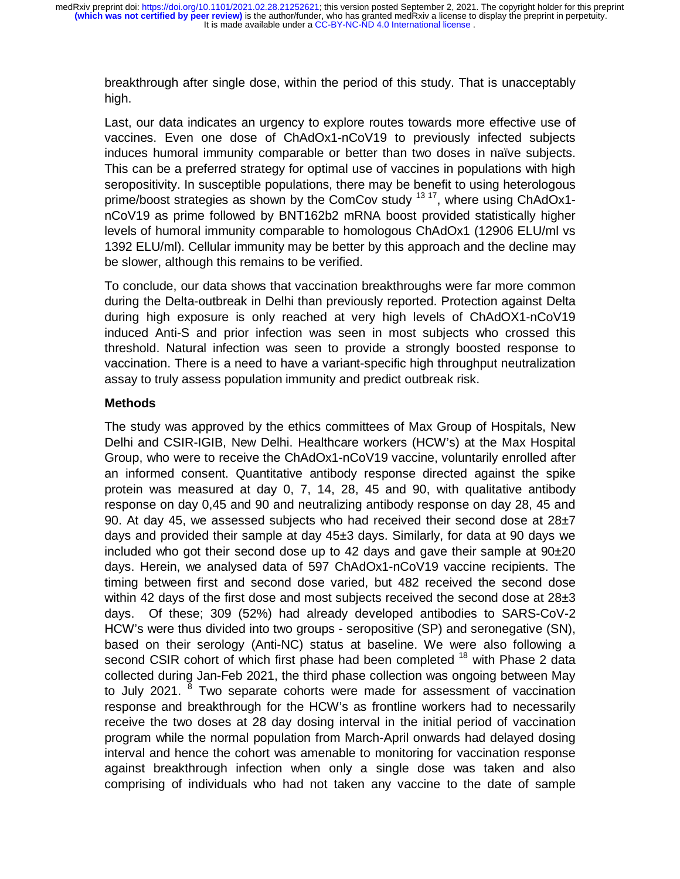breakthrough after single dose, within the period of this study. That is unacceptably high.

Last, our data indicates an urgency to explore routes towards more effective use of vaccines. Even one dose of ChAdOx1-nCoV19 to previously infected subjects induces humoral immunity comparable or better than two doses in naïve subjects. This can be a preferred strategy for optimal use of vaccines in populations with high seropositivity. In susceptible populations, there may be benefit to using heterologous prime/boost strategies as shown by the ComCov study [13 17], where using ChAdOx1-nCoV19 as prime followed by BNT162b2 mRNA boost provided statistically higher levels of humoral immunity comparable to homologous ChAdOx1 (12906 ELU/ml vs 1392 ELU/ml). Cellular immunity may be better by this approach and the decline may be slower, although this remains to be verified.

To conclude, our data shows that vaccination breakthroughs were far more common during the Delta-outbreak in Delhi than previously reported. Protection against Delta during high exposure is only reached at very high levels of ChAdOX1-nCoV19 induced Anti-S and prior infection was seen in most subjects who crossed this threshold. Natural infection was seen to provide a strongly boosted response to vaccination. There is a need to have a variant-specific high throughput neutralization assay to truly assess population immunity and predict outbreak risk.

## Methods

The study was approved by the ethics committees of Max Group of Hospitals, New Delhi and CSIR-IGIB, New Delhi. Healthcare workers (HCW's) at the Max Hospital Group, who were to receive the ChAdOx1-nCoV19 vaccine, voluntarily enrolled after an informed consent. Quantitative antibody response directed against the spike protein was measured at day 0, 7, 14, 28, 45 and 90, with qualitative antibody response on day 0,45 and 90 and neutralizing antibody response on day 28, 45 and 90. At day 45, we assessed subjects who had received their second dose at 28±7 days and provided their sample at day 45±3 days. Similarly, for data at 90 days we included who got their second dose up to 42 days and gave their sample at 90±20 days. Herein, we analysed data of 597 ChAdOx1-nCoV19 vaccine recipients. The timing between first and second dose varied, but 482 received the second dose within 42 days of the first dose and most subjects received the second dose at 28±3 days. Of these; 309 (52%) had already developed antibodies to SARS-CoV-2 HCW's were thus divided into two groups - seropositive (SP) and seronegative (SN), based on their serology (Anti-NC) status at baseline. We were also following a second CSIR cohort of which first phase had been completed [18] with Phase 2 data collected during Jan-Feb 2021, the third phase collection was ongoing between May to July 2021. [8] Two separate cohorts were made for assessment of vaccination response and breakthrough for the HCW's as frontline workers had to necessarily receive the two doses at 28 day dosing interval in the initial period of vaccination program while the normal population from March-April onwards had delayed dosing interval and hence the cohort was amenable to monitoring for vaccination response against breakthrough infection when only a single dose was taken and also comprising of individuals who had not taken any vaccine to the date of sample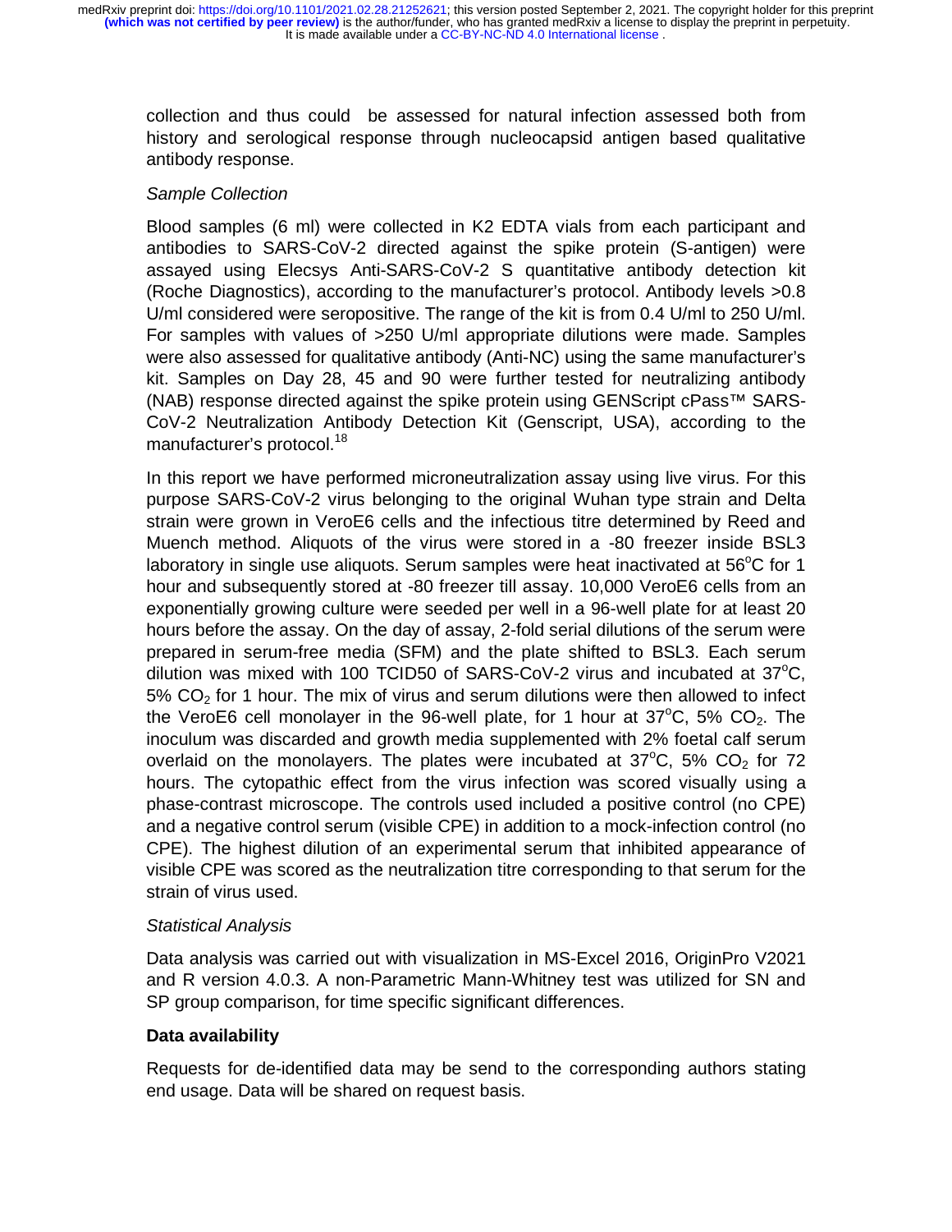collection and thus could be assessed for natural infection assessed both from history and serological response through nucleocapsid antigen based qualitative antibody response.

*Sample Collection*

Blood samples (6 ml) were collected in K2 EDTA vials from each participant and antibodies to SARS-CoV-2 directed against the spike protein (S-antigen) were assayed using Elecsys Anti-SARS-CoV-2 S quantitative antibody detection kit (Roche Diagnostics), according to the manufacturer's protocol. Antibody levels >0.8 U/ml considered were seropositive. The range of the kit is from 0.4 U/ml to 250 U/ml. For samples with values of >250 U/ml appropriate dilutions were made. Samples were also assessed for qualitative antibody (Anti-NC) using the same manufacturer's kit. Samples on Day 28, 45 and 90 were further tested for neutralizing antibody (NAB) response directed against the spike protein using GENScript cPass™ SARS-CoV-2 Neutralization Antibody Detection Kit (Genscript, USA), according to the manufacturer's protocol.[18]

In this report we have performed microneutralization assay using live virus. For this purpose SARS-CoV-2 virus belonging to the original Wuhan type strain and Delta strain were grown in VeroE6 cells and the infectious titre determined by Reed and Muench method. Aliquots of the virus were stored in a -80 freezer inside BSL3 laboratory in single use aliquots. Serum samples were heat inactivated at 56°C for 1 hour and subsequently stored at -80 freezer till assay. 10,000 VeroE6 cells from an exponentially growing culture were seeded per well in a 96-well plate for at least 20 hours before the assay. On the day of assay, 2-fold serial dilutions of the serum were prepared in serum-free media (SFM) and the plate shifted to BSL3. Each serum dilution was mixed with 100 TCID50 of SARS-CoV-2 virus and incubated at 37°C, 5% $CO_2$ for 1 hour. The mix of virus and serum dilutions were then allowed to infect the VeroE6 cell monolayer in the 96-well plate, for 1 hour at 37°C, 5% $CO_2$. The inoculum was discarded and growth media supplemented with 2% foetal calf serum overlaid on the monolayers. The plates were incubated at 37°C, 5% $CO_2$ for 72 hours. The cytopathic effect from the virus infection was scored visually using a phase-contrast microscope. The controls used included a positive control (no CPE) and a negative control serum (visible CPE) in addition to a mock-infection control (no CPE). The highest dilution of an experimental serum that inhibited appearance of visible CPE was scored as the neutralization titre corresponding to that serum for the strain of virus used.

*Statistical Analysis*

Data analysis was carried out with visualization in MS-Excel 2016, OriginPro V2021 and R version 4.0.3. A non-Parametric Mann-Whitney test was utilized for SN and SP group comparison, for time specific significant differences.

**Data availability**

Requests for de-identified data may be send to the corresponding authors stating end usage. Data will be shared on request basis.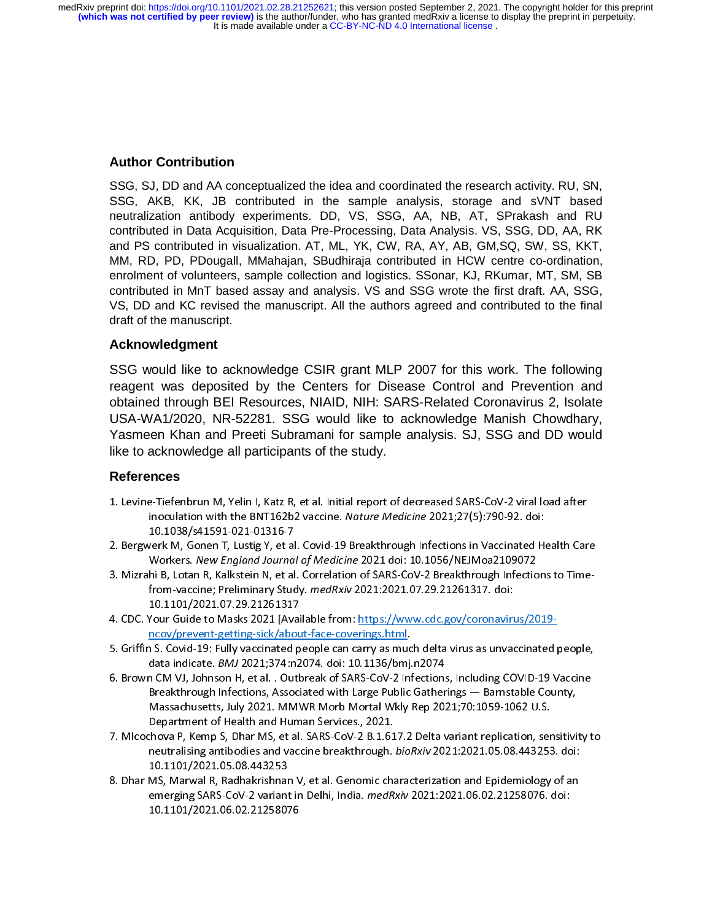## Author Contribution

SSG, SJ, DD and AA conceptualized the idea and coordinated the research activity. RU, SN, SSG, AKB, KK, JB contributed in the sample analysis, storage and sVNT based neutralization antibody experiments. DD, VS, SSG, AA, NB, AT, SPrakash and RU contributed in Data Acquisition, Data Pre-Processing, Data Analysis. VS, SSG, DD, AA, RK and PS contributed in visualization. AT, ML, YK, CW, RA, AY, AB, GM,SQ, SW, SS, KKT, MM, RD, PD, PDougall, MMahajan, SBudhiraja contributed in HCW centre co-ordination, enrolment of volunteers, sample collection and logistics. SSonar, KJ, RKumar, MT, SM, SB contributed in MnT based assay and analysis. VS and SSG wrote the first draft. AA, SSG, VS, DD and KC revised the manuscript. All the authors agreed and contributed to the final draft of the manuscript.

## Acknowledgment

SSG would like to acknowledge CSIR grant MLP 2007 for this work. The following reagent was deposited by the Centers for Disease Control and Prevention and obtained through BEI Resources, NIAID, NIH: SARS-Related Coronavirus 2, Isolate USA-WA1/2020, NR-52281. SSG would like to acknowledge Manish Chowdhary, Yasmeen Khan and Preeti Subramani for sample analysis. SJ, SSG and DD would like to acknowledge all participants of the study.

## References

1. Levine-Tiefenbrun M, Yelin I, Katz R, et al. Initial report of decreased SARS-CoV-2 viral load after inoculation with the BNT162b2 vaccine. *Nature Medicine* 2021;27(5):790-92. doi: 10.1038/s41591-021-01316-7
2. Bergwerk M, Gonen T, Lustig Y, et al. Covid-19 Breakthrough Infections in Vaccinated Health Care Workers. *New England Journal of Medicine* 2021 doi: 10.1056/NEJMoa2109072
3. Mizrahi B, Lotan R, Kalkstein N, et al. Correlation of SARS-CoV-2 Breakthrough Infections to Time-from-vaccine; Preliminary Study. *medRxiv* 2021:2021.07.29.21261317. doi: 10.1101/2021.07.29.21261317
4. CDC. Your Guide to Masks 2021 [Available from: https://www.cdc.gov/coronavirus/2019-ncov/prevent-getting-sick/about-face-coverings.html.
5. Griffin S. Covid-19: Fully vaccinated people can carry as much delta virus as unvaccinated people, data indicate. *BMJ* 2021;374:n2074. doi: 10.1136/bmj.n2074
6. Brown CM VJ, Johnson H, et al. . Outbreak of SARS-CoV-2 Infections, Including COVID-19 Vaccine Breakthrough Infections, Associated with Large Public Gatherings — Barnstable County, Massachusetts, July 2021. MMWR Morb Mortal Wkly Rep 2021;70:1059-1062 U.S. Department of Health and Human Services., 2021.
7. Mlcochova P, Kemp S, Dhar MS, et al. SARS-CoV-2 B.1.617.2 Delta variant replication, sensitivity to neutralising antibodies and vaccine breakthrough. *bioRxiv* 2021:2021.05.08.443253. doi: 10.1101/2021.05.08.443253
8. Dhar MS, Marwal R, Radhakrishnan V, et al. Genomic characterization and Epidemiology of an emerging SARS-CoV-2 variant in Delhi, India. *medRxiv* 2021:2021.06.02.21258076. doi: 10.1101/2021.06.02.21258076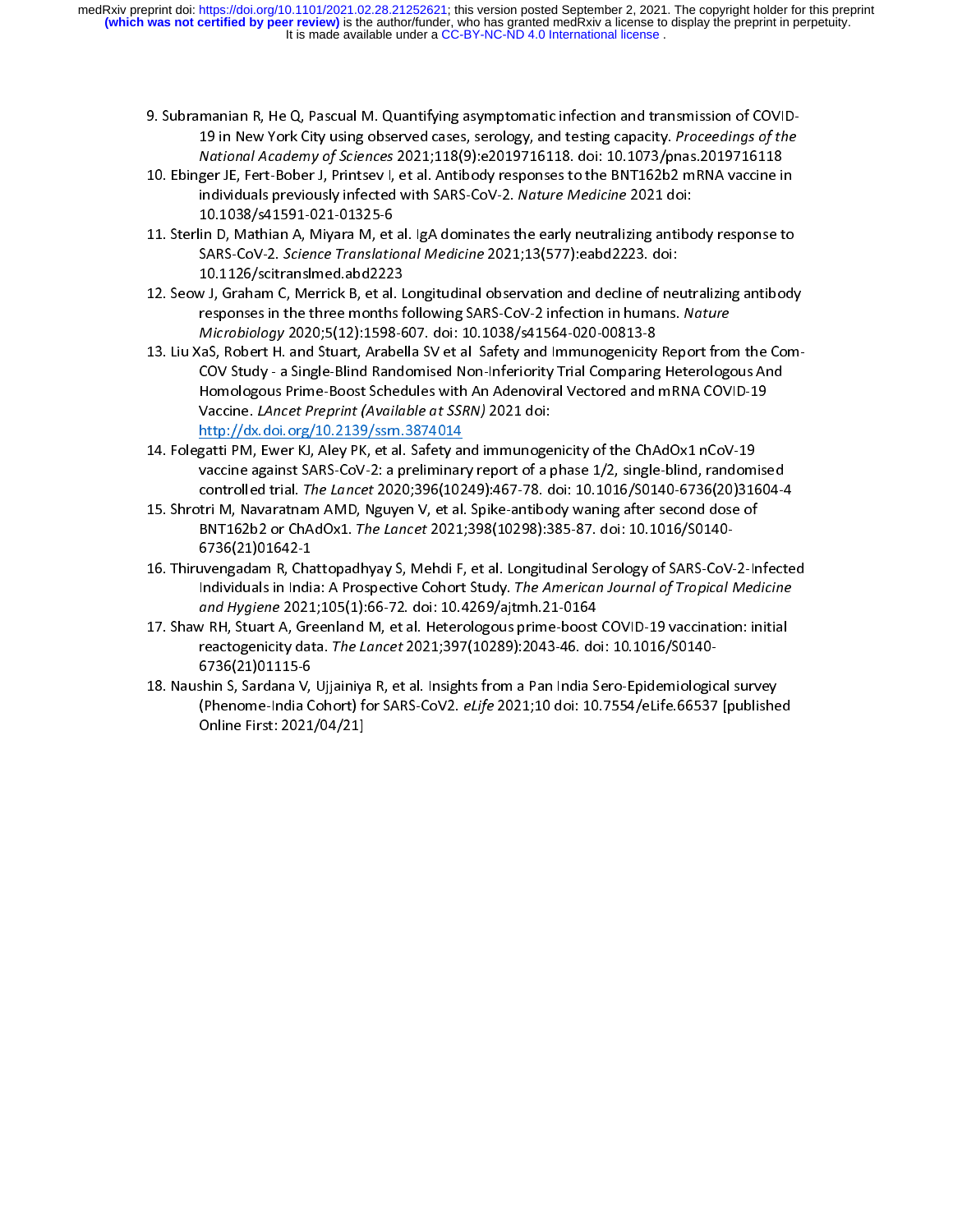9. Subramanian R, He Q, Pascual M. Quantifying asymptomatic infection and transmission of COVID-19 in New York City using observed cases, serology, and testing capacity. *Proceedings of the National Academy of Sciences* 2021;118(9):e2019716118. doi: 10.1073/pnas.2019716118
10. Ebinger JE, Fert-Bober J, Printsev I, et al. Antibody responses to the BNT162b2 mRNA vaccine in individuals previously infected with SARS-CoV-2. *Nature Medicine* 2021 doi: 10.1038/s41591-021-01325-6
11. Sterlin D, Mathian A, Miyara M, et al. IgA dominates the early neutralizing antibody response to SARS-CoV-2. *Science Translational Medicine* 2021;13(577):eabd2223. doi: 10.1126/scitranslmed.abd2223
12. Seow J, Graham C, Merrick B, et al. Longitudinal observation and decline of neutralizing antibody responses in the three months following SARS-CoV-2 infection in humans. *Nature Microbiology* 2020;5(12):1598-607. doi: 10.1038/s41564-020-00813-8
13. Liu XaS, Robert H. and Stuart, Arabella SV et al Safety and Immunogenicity Report from the Com-COV Study - a Single-Blind Randomised Non-Inferiority Trial Comparing Heterologous And Homologous Prime-Boost Schedules with An Adenoviral Vectored and mRNA COVID-19 Vaccine. *LAncet Preprint (Available at SSRN)* 2021 doi: http://dx.doi.org/10.2139/ssrn.3874014
14. Folegatti PM, Ewer KJ, Aley PK, et al. Safety and immunogenicity of the ChAdOx1 nCoV-19 vaccine against SARS-CoV-2: a preliminary report of a phase 1/2, single-blind, randomised controlled trial. *The Lancet* 2020;396(10249):467-78. doi: 10.1016/S0140-6736(20)31604-4
15. Shrotri M, Navaratnam AMD, Nguyen V, et al. Spike-antibody waning after second dose of BNT162b2 or ChAdOx1. *The Lancet* 2021;398(10298):385-87. doi: 10.1016/S0140-6736(21)01642-1
16. Thiruvengadam R, Chattopadhyay S, Mehdi F, et al. Longitudinal Serology of SARS-CoV-2-Infected Individuals in India: A Prospective Cohort Study. *The American Journal of Tropical Medicine and Hygiene* 2021;105(1):66-72. doi: 10.4269/ajtmh.21-0164
17. Shaw RH, Stuart A, Greenland M, et al. Heterologous prime-boost COVID-19 vaccination: initial reactogenicity data. *The Lancet* 2021;397(10289):2043-46. doi: 10.1016/S0140-6736(21)01115-6
18. Naushin S, Sardana V, Ujjainiya R, et al. Insights from a Pan India Sero-Epidemiological survey (Phenome-India Cohort) for SARS-CoV2. *eLife* 2021;10 doi: 10.7554/eLife.66537 [published Online First: 2021/04/21]